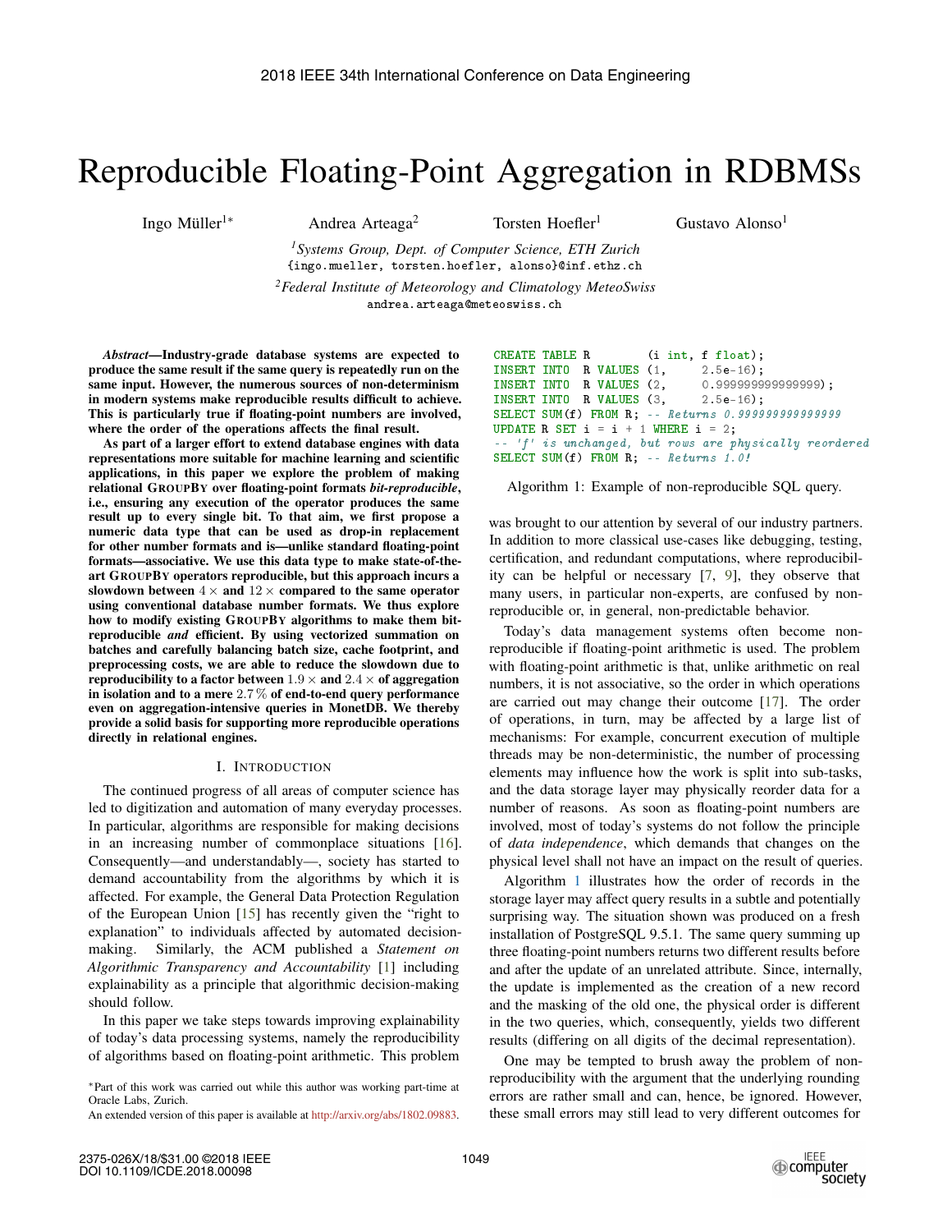# Reproducible Floating-Point Aggregation in RDBMSs

Ingo Müller[1*] Andrea Arteaga[2] Torsten Hoefler[1] Gustavo Alonso[1]

[1] *Systems Group, Dept. of Computer Science, ETH Zurich*
{ingo.mueller, torsten.hoefler, alonso}@inf.ethz.ch

[2] *Federal Institute of Meteorology and Climatology MeteoSwiss*
andrea.arteaga@meteoswiss.ch

***Abstract*—Industry-grade database systems are expected to produce the same result if the same query is repeatedly run on the same input. However, the numerous sources of non-determinism in modern systems make reproducible results difficult to achieve. This is particularly true if floating-point numbers are involved, where the order of the operations affects the final result.**

**As part of a larger effort to extend database engines with data representations more suitable for machine learning and scientific applications, in this paper we explore the problem of making relational GROUPBY over floating-point formats *bit-reproducible*, i.e., ensuring any execution of the operator produces the same result up to every single bit. To that aim, we first propose a numeric data type that can be used as drop-in replacement for other number formats and is—unlike standard floating-point formats—associative. We use this data type to make state-of-the-art GROUPBY operators reproducible, but this approach incurs a slowdown between $4\times$ and $12\times$ compared to the same operator using conventional database number formats. We thus explore how to modify existing GROUPBY algorithms to make them bit-reproducible *and* efficient. By using vectorized summation on batches and carefully balancing batch size, cache footprint, and preprocessing costs, we are able to reduce the slowdown due to reproducibility to a factor between $1.9\times$ and $2.4\times$ of aggregation in isolation and to a mere $2.7\%$ of end-to-end query performance even on aggregation-intensive queries in MonetDB. We thereby provide a solid basis for supporting more reproducible operations directly in relational engines.**

## I. Introduction

The continued progress of all areas of computer science has led to digitization and automation of many everyday processes. In particular, algorithms are responsible for making decisions in an increasing number of commonplace situations [16]. Consequently—and understandably—, society has started to demand accountability from the algorithms by which it is affected. For example, the General Data Protection Regulation of the European Union [15] has recently given the "right to explanation" to individuals affected by automated decision-making. Similarly, the ACM published a *Statement on Algorithmic Transparency and Accountability* [1] including explainability as a principle that algorithmic decision-making should follow.

In this paper we take steps towards improving explainability of today's data processing systems, namely the reproducibility of algorithms based on floating-point arithmetic. This problem was brought to our attention by several of our industry partners. In addition to more classical use-cases like debugging, testing, certification, and redundant computations, where reproducibility can be helpful or necessary [7, 9], they observe that many users, in particular non-experts, are confused by non-reproducible or, in general, non-predictable behavior.

```sql
CREATE TABLE R        (i int, f float);
INSERT INTO  R VALUES (1,     2.5e-16);
INSERT INTO  R VALUES (2,     0.999999999999999);
INSERT INTO  R VALUES (3,     2.5e-16);
SELECT SUM(f) FROM R; -- Returns 0.999999999999999
UPDATE R SET i = i + 1 WHERE i = 2;
-- 'f' is unchanged, but rows are physically reordered
SELECT SUM(f) FROM R; -- Returns 1.0!
```

Algorithm 1: Example of non-reproducible SQL query.

Today's data management systems often become non-reproducible if floating-point arithmetic is used. The problem with floating-point arithmetic is that, unlike arithmetic on real numbers, it is not associative, so the order in which operations are carried out may change their outcome [17]. The order of operations, in turn, may be affected by a large list of mechanisms: For example, concurrent execution of multiple threads may be non-deterministic, the number of processing elements may influence how the work is split into sub-tasks, and the data storage layer may physically reorder data for a number of reasons. As soon as floating-point numbers are involved, most of today's systems do not follow the principle of *data independence*, which demands that changes on the physical level shall not have an impact on the result of queries.

Algorithm 1 illustrates how the order of records in the storage layer may affect query results in a subtle and potentially surprising way. The situation shown was produced on a fresh installation of PostgreSQL 9.5.1. The same query summing up three floating-point numbers returns two different results before and after the update of an unrelated attribute. Since, internally, the update is implemented as the creation of a new record and the masking of the old one, the physical order is different in the two queries, which, consequently, yields two different results (differing on all digits of the decimal representation).

One may be tempted to brush away the problem of non-reproducibility with the argument that the underlying rounding errors are rather small and can, hence, be ignored. However, these small errors may still lead to very different outcomes for

*Part of this work was carried out while this author was working part-time at Oracle Labs, Zurich.
An extended version of this paper is available at http://arxiv.org/abs/1802.09883.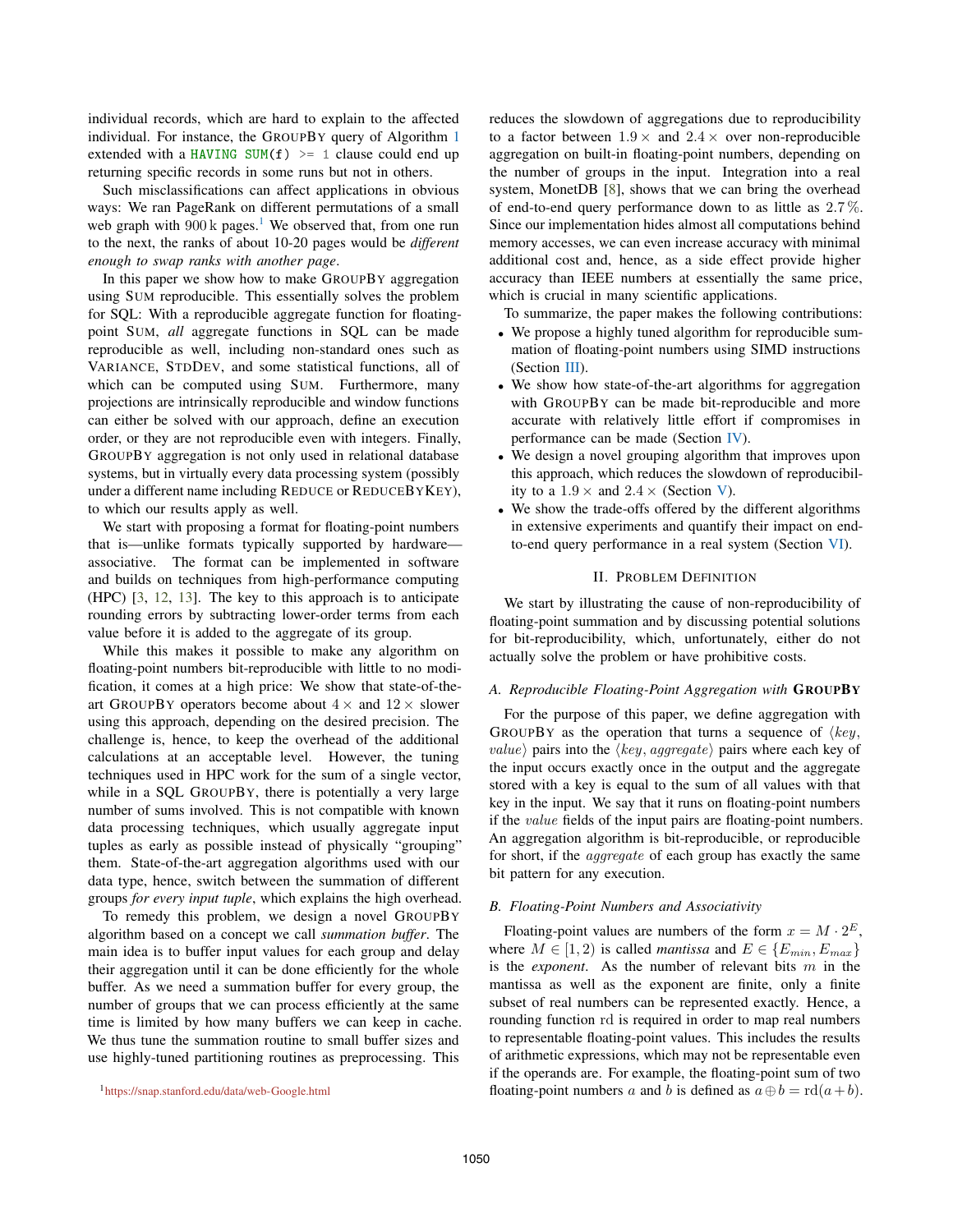individual records, which are hard to explain to the affected individual. For instance, the GroupBy query of Algorithm 1 extended with a `HAVING SUM(f) >= 1` clause could end up returning specific records in some runs but not in others.

Such misclassifications can affect applications in obvious ways: We ran PageRank on different permutations of a small web graph with 900 k pages.[1] We observed that, from one run to the next, the ranks of about 10-20 pages would be *different enough to swap ranks with another page*.

In this paper we show how to make GroupBy aggregation using Sum reproducible. This essentially solves the problem for SQL: With a reproducible aggregate function for floating-point Sum, *all* aggregate functions in SQL can be made reproducible as well, including non-standard ones such as Variance, StdDev, and some statistical functions, all of which can be computed using Sum. Furthermore, many projections are intrinsically reproducible and window functions can either be solved with our approach, define an execution order, or they are not reproducible even with integers. Finally, GroupBy aggregation is not only used in relational database systems, but in virtually every data processing system (possibly under a different name including Reduce or ReduceByKey), to which our results apply as well.

We start with proposing a format for floating-point numbers that is—unlike formats typically supported by hardware—associative. The format can be implemented in software and builds on techniques from high-performance computing (HPC) [3, 12, 13]. The key to this approach is to anticipate rounding errors by subtracting lower-order terms from each value before it is added to the aggregate of its group.

While this makes it possible to make any algorithm on floating-point numbers bit-reproducible with little to no modification, it comes at a high price: We show that state-of-the-art GroupBy operators become about $4\times$ and $12\times$ slower using this approach, depending on the desired precision. The challenge is, hence, to keep the overhead of the additional calculations at an acceptable level. However, the tuning techniques used in HPC work for the sum of a single vector, while in a SQL GroupBy, there is potentially a very large number of sums involved. This is not compatible with known data processing techniques, which usually aggregate input tuples as early as possible instead of physically "grouping" them. State-of-the-art aggregation algorithms used with our data type, hence, switch between the summation of different groups *for every input tuple*, which explains the high overhead.

To remedy this problem, we design a novel GroupBy algorithm based on a concept we call *summation buffer*. The main idea is to buffer input values for each group and delay their aggregation until it can be done efficiently for the whole buffer. As we need a summation buffer for every group, the number of groups that we can process efficiently at the same time is limited by how many buffers we can keep in cache. We thus tune the summation routine to small buffer sizes and use highly-tuned partitioning routines as preprocessing. This reduces the slowdown of aggregations due to reproducibility to a factor between $1.9\times$ and $2.4\times$ over non-reproducible aggregation on built-in floating-point numbers, depending on the number of groups in the input. Integration into a real system, MonetDB [8], shows that we can bring the overhead of end-to-end query performance down to as little as $2.7\,\%$. Since our implementation hides almost all computations behind memory accesses, we can even increase accuracy with minimal additional cost and, hence, as a side effect provide higher accuracy than IEEE numbers at essentially the same price, which is crucial in many scientific applications.

To summarize, the paper makes the following contributions:

- We propose a highly tuned algorithm for reproducible summation of floating-point numbers using SIMD instructions (Section III).
- We show how state-of-the-art algorithms for aggregation with GroupBy can be made bit-reproducible and more accurate with relatively little effort if compromises in performance can be made (Section IV).
- We design a novel grouping algorithm that improves upon this approach, which reduces the slowdown of reproducibility to a $1.9\times$ and $2.4\times$ (Section V).
- We show the trade-offs offered by the different algorithms in extensive experiments and quantify their impact on end-to-end query performance in a real system (Section VI).

## II. Problem Definition

We start by illustrating the cause of non-reproducibility of floating-point summation and by discussing potential solutions for bit-reproducibility, which, unfortunately, either do not actually solve the problem or have prohibitive costs.

### A. Reproducible Floating-Point Aggregation with GroupBy

For the purpose of this paper, we define aggregation with GroupBy as the operation that turns a sequence of $\langle key, value\rangle$ pairs into the $\langle key, aggregate\rangle$ pairs where each key of the input occurs exactly once in the output and the aggregate stored with a key is equal to the sum of all values with that key in the input. We say that it runs on floating-point numbers if the $value$ fields of the input pairs are floating-point numbers. An aggregation algorithm is bit-reproducible, or reproducible for short, if the $aggregate$ of each group has exactly the same bit pattern for any execution.

### B. Floating-Point Numbers and Associativity

Floating-point values are numbers of the form $x = M \cdot 2^E$, where $M \in [1, 2)$ is called *mantissa* and $E \in \{E_{min}, E_{max}\}$ is the *exponent*. As the number of relevant bits $m$ in the mantissa as well as the exponent are finite, only a finite subset of real numbers can be represented exactly. Hence, a rounding function $\mathrm{rd}$ is required in order to map real numbers to representable floating-point values. This includes the results of arithmetic expressions, which may not be representable even if the operands are. For example, the floating-point sum of two floating-point numbers $a$ and $b$ is defined as $a \oplus b = \mathrm{rd}(a + b)$.

[1] https://snap.stanford.edu/data/web-Google.html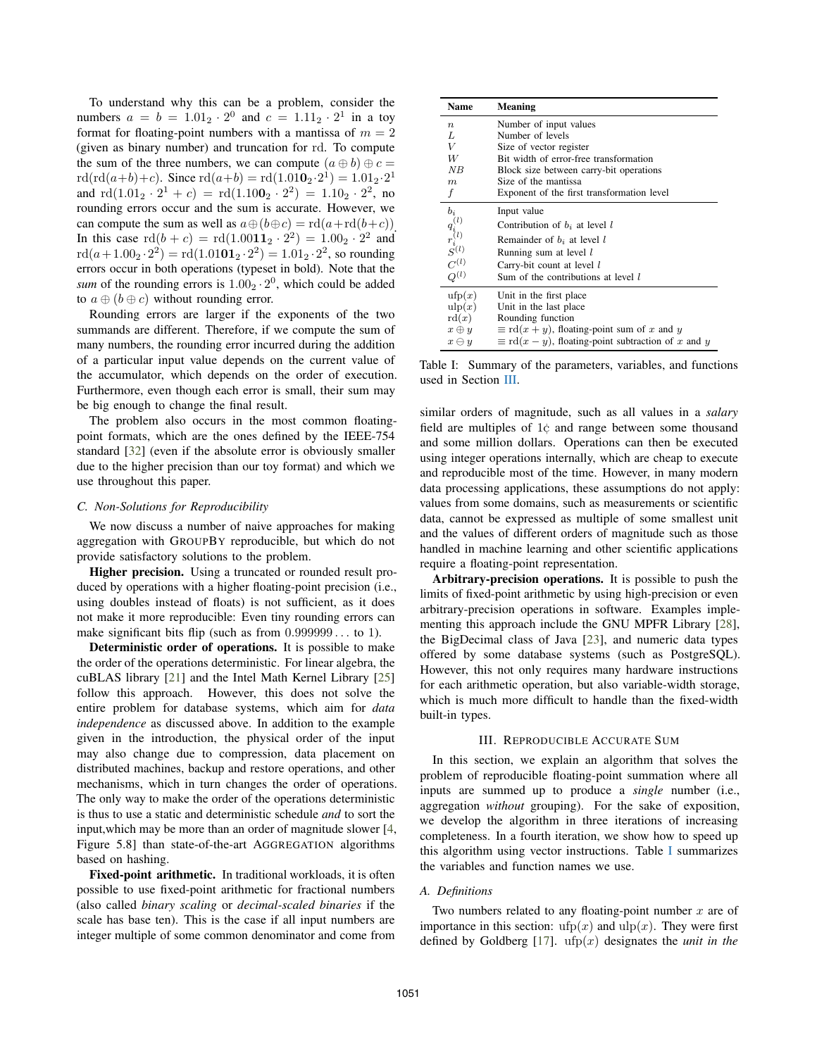To understand why this can be a problem, consider the numbers $a = b = 1.01_2 \cdot 2^0$ and $c = 1.11_2 \cdot 2^1$ in a toy format for floating-point numbers with a mantissa of $m = 2$ (given as binary number) and truncation for $\mathrm{rd}$. To compute the sum of the three numbers, we can compute $(a \oplus b) \oplus c = \mathrm{rd}(\mathrm{rd}(a+b)+c)$. Since $\mathrm{rd}(a+b) = \mathrm{rd}(1.01\mathbf{0}_2 \cdot 2^1) = 1.01_2 \cdot 2^1$ and $\mathrm{rd}(1.01_2 \cdot 2^1 + c) = \mathrm{rd}(1.10\mathbf{0}_2 \cdot 2^2) = 1.10_2 \cdot 2^2$, no rounding errors occur and the sum is accurate. However, we can compute the sum as well as $a \oplus (b \oplus c) = \mathrm{rd}(a + \mathrm{rd}(b+c))$. In this case $\mathrm{rd}(b+c) = \mathrm{rd}(1.00\mathbf{11}_2 \cdot 2^2) = 1.00_2 \cdot 2^2$ and $\mathrm{rd}(a + 1.00_2 \cdot 2^2) = \mathrm{rd}(1.01\mathbf{01}_2 \cdot 2^2) = 1.01_2 \cdot 2^2$, so rounding errors occur in both operations (typeset in bold). Note that the *sum* of the rounding errors is $1.00_2 \cdot 2^0$, which could be added to $a \oplus (b \oplus c)$ without rounding error.

Rounding errors are larger if the exponents of the two summands are different. Therefore, if we compute the sum of many numbers, the rounding error incurred during the addition of a particular input value depends on the current value of the accumulator, which depends on the order of execution. Furthermore, even though each error is small, their sum may be big enough to change the final result.

The problem also occurs in the most common floating-point formats, which are the ones defined by the IEEE-754 standard [32] (even if the absolute error is obviously smaller due to the higher precision than our toy format) and which we use throughout this paper.

### C. Non-Solutions for Reproducibility

We now discuss a number of naive approaches for making aggregation with GroupBy reproducible, but which do not provide satisfactory solutions to the problem.

**Higher precision.** Using a truncated or rounded result produced by operations with a higher floating-point precision (i.e., using doubles instead of floats) is not sufficient, as it does not make it more reproducible: Even tiny rounding errors can make significant bits flip (such as from $0.999999\ldots$ to 1).

**Deterministic order of operations.** It is possible to make the order of the operations deterministic. For linear algebra, the cuBLAS library [21] and the Intel Math Kernel Library [25] follow this approach. However, this does not solve the entire problem for database systems, which aim for *data independence* as discussed above. In addition to the example given in the introduction, the physical order of the input may also change due to compression, data placement on distributed machines, backup and restore operations, and other mechanisms, which in turn changes the order of operations. The only way to make the order of the operations deterministic is thus to use a static and deterministic schedule *and* to sort the input,which may be more than an order of magnitude slower [4, Figure 5.8] than state-of-the-art Aggregation algorithms based on hashing.

**Fixed-point arithmetic.** In traditional workloads, it is often possible to use fixed-point arithmetic for fractional numbers (also called *binary scaling* or *decimal-scaled binaries* if the scale has base ten). This is the case if all input numbers are integer multiple of some common denominator and come from similar orders of magnitude, such as all values in a *salary* field are multiples of 1¢ and range between some thousand and some million dollars. Operations can then be executed using integer operations internally, which are cheap to execute and reproducible most of the time. However, in many modern data processing applications, these assumptions do not apply: values from some domains, such as measurements or scientific data, cannot be expressed as multiple of some smallest unit and the values of different orders of magnitude such as those handled in machine learning and other scientific applications require a floating-point representation.

**Arbitrary-precision operations.** It is possible to push the limits of fixed-point arithmetic by using high-precision or even arbitrary-precision operations in software. Examples implementing this approach include the GNU MPFR Library [28], the BigDecimal class of Java [23], and numeric data types offered by some database systems (such as PostgreSQL). However, this not only requires many hardware instructions for each arithmetic operation, but also variable-width storage, which is much more difficult to handle than the fixed-width built-in types.

| Name | Meaning |
|---|---|
| $n$ | Number of input values |
| $L$ | Number of levels |
| $V$ | Size of vector register |
| $W$ | Bit width of error-free transformation |
| $NB$ | Block size between carry-bit operations |
| $m$ | Size of the mantissa |
| $f$ | Exponent of the first transformation level |
| $b_i$ | Input value |
| $q_i^{(l)}$ | Contribution of $b_i$ at level $l$ |
| $r_i^{(l)}$ | Remainder of $b_i$ at level $l$ |
| $S^{(l)}$ | Running sum at level $l$ |
| $C^{(l)}$ | Carry-bit count at level $l$ |
| $Q^{(l)}$ | Sum of the contributions at level $l$ |
| $\mathrm{ufp}(x)$ | Unit in the first place |
| $\mathrm{ulp}(x)$ | Unit in the last place |
| $\mathrm{rd}(x)$ | Rounding function |
| $x \oplus y$ | $\equiv \mathrm{rd}(x+y)$, floating-point sum of $x$ and $y$ |
| $x \ominus y$ | $\equiv \mathrm{rd}(x-y)$, floating-point subtraction of $x$ and $y$ |

Table I: Summary of the parameters, variables, and functions used in Section III.

## III. Reproducible Accurate Sum

In this section, we explain an algorithm that solves the problem of reproducible floating-point summation where all inputs are summed up to produce a *single* number (i.e., aggregation *without* grouping). For the sake of exposition, we develop the algorithm in three iterations of increasing completeness. In a fourth iteration, we show how to speed up this algorithm using vector instructions. Table I summarizes the variables and function names we use.

### A. Definitions

Two numbers related to any floating-point number $x$ are of importance in this section: $\mathrm{ufp}(x)$ and $\mathrm{ulp}(x)$. They were first defined by Goldberg [17]. $\mathrm{ufp}(x)$ designates the *unit in the*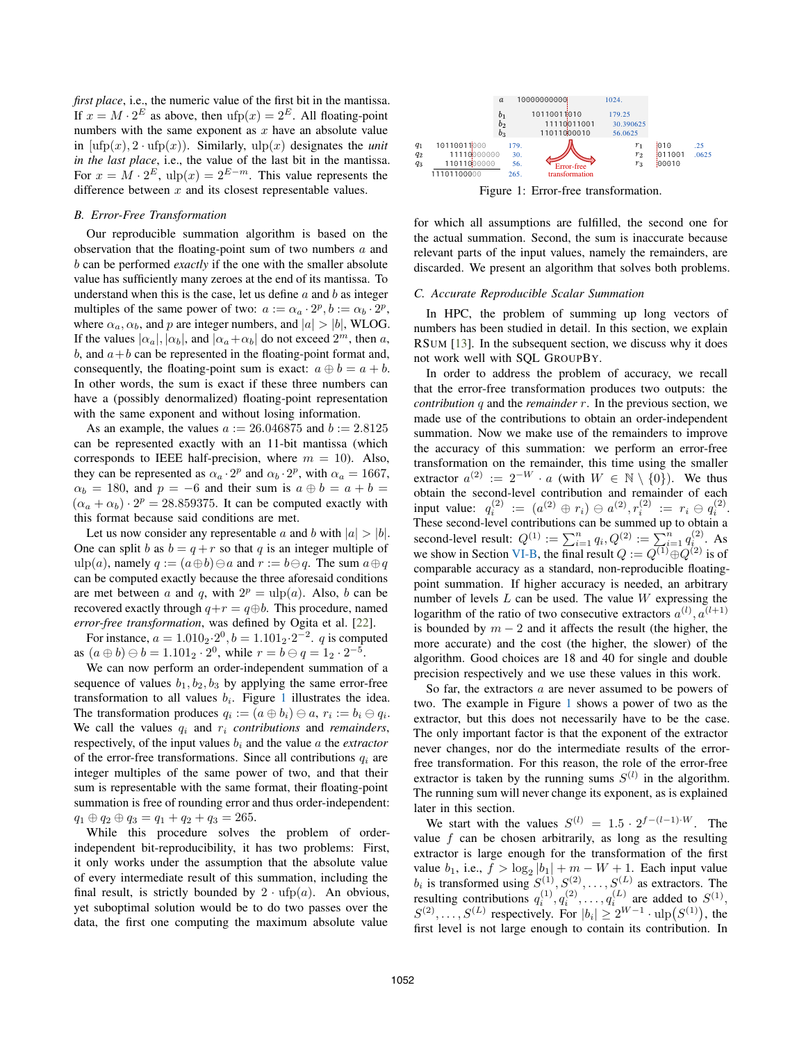*first place*, i.e., the numeric value of the first bit in the mantissa. If $x = M \cdot 2^E$ as above, then $\text{ufp}(x) = 2^E$. All floating-point numbers with the same exponent as $x$ have an absolute value in $[\text{ufp}(x), 2 \cdot \text{ufp}(x))$. Similarly, $\text{ulp}(x)$ designates the *unit in the last place*, i.e., the value of the last bit in the mantissa. For $x = M \cdot 2^E$, $\text{ulp}(x) = 2^{E-m}$. This value represents the difference between $x$ and its closest representable values.

### B. Error-Free Transformation

Our reproducible summation algorithm is based on the observation that the floating-point sum of two numbers $a$ and $b$ can be performed *exactly* if the one with the smaller absolute value has sufficiently many zeroes at the end of its mantissa. To understand when this is the case, let us define $a$ and $b$ as integer multiples of the same power of two: $a := \alpha_a \cdot 2^p, b := \alpha_b \cdot 2^p$, where $\alpha_a$, $\alpha_b$, and $p$ are integer numbers, and $|a| > |b|$, WLOG. If the values $|\alpha_a|, |\alpha_b|$, and $|\alpha_a + \alpha_b|$ do not exceed $2^m$, then $a$, $b$, and $a+b$ can be represented in the floating-point format and, consequently, the floating-point sum is exact: $a \oplus b = a + b$. In other words, the sum is exact if these three numbers can have a (possibly denormalized) floating-point representation with the same exponent and without losing information.

As an example, the values $a := 26.046875$ and $b := 2.8125$ can be represented exactly with an 11-bit mantissa (which corresponds to IEEE half-precision, where $m = 10$). Also, they can be represented as $\alpha_a \cdot 2^p$ and $\alpha_b \cdot 2^p$, with $\alpha_a = 1667$, $\alpha_b = 180$, and $p = -6$ and their sum is $a \oplus b = a + b = (\alpha_a + \alpha_b) \cdot 2^p = 28.859375$. It can be computed exactly with this format because said conditions are met.

Let us now consider any representable $a$ and $b$ with $|a| > |b|$. One can split $b$ as $b = q + r$ so that $q$ is an integer multiple of $\text{ulp}(a)$, namely $q := (a \oplus b) \ominus a$ and $r := b \ominus q$. The sum $a \oplus q$ can be computed exactly because the three aforesaid conditions are met between $a$ and $q$, with $2^p = \text{ulp}(a)$. Also, $b$ can be recovered exactly through $q + r = q \oplus b$. This procedure, named *error-free transformation*, was defined by Ogita et al. [22].

For instance, $a = 1.010_2 \cdot 2^0, b = 1.101_2 \cdot 2^{-2}$. $q$ is computed as $(a \oplus b) \ominus b = 1.101_2 \cdot 2^0$, while $r = b \ominus q = 1_2 \cdot 2^{-5}$.

We can now perform an order-independent summation of a sequence of values $b_1, b_2, b_3$ by applying the same error-free transformation to all values $b_i$. Figure 1 illustrates the idea. The transformation produces $q_i := (a \oplus b_i) \ominus a$, $r_i := b_i \ominus q_i$. We call the values $q_i$ and $r_i$ *contributions* and *remainders*, respectively, of the input values $b_i$ and the value $a$ the *extractor* of the error-free transformations. Since all contributions $q_i$ are integer multiples of the same power of two, and that their sum is representable with the same format, their floating-point summation is free of rounding error and thus order-independent: $q_1 \oplus q_2 \oplus q_3 = q_1 + q_2 + q_3 = 265$.

While this procedure solves the problem of order-independent bit-reproducibility, it has two problems: First, it only works under the assumption that the absolute value of every intermediate result of this summation, including the final result, is strictly bounded by $2 \cdot \text{ufp}(a)$. An obvious, yet suboptimal solution would be to do two passes over the data, the first one computing the maximum absolute value for which all assumptions are fulfilled, the second one for the actual summation. Second, the sum is inaccurate because relevant parts of the input values, namely the remainders, are discarded. We present an algorithm that solves both problems.

| | | | | |
|---|---|---|---|---|
| | $a$ | 10000000000 | 1024. | |
| | $b_1$ | 10110011010 | 179.25 | |
| | $b_2$ | 11110011001 | 30.390625 | |
| | $b_3$ | 11011000010 | 56.0625 | |
| $q_1$ | 10110011000 | 179. | $r_1$ 010 | .25 |
| $q_2$ | 11110000000 | 30. | $r_2$ 011001 | .0625 |
| $q_3$ | 11011000000 | 56. | $r_3$ 00010 | |
| | 11101100000 | 265. | | |

Figure 1: Error-free transformation.

### C. Accurate Reproducible Scalar Summation

In HPC, the problem of summing up long vectors of numbers has been studied in detail. In this section, we explain RSUM [13]. In the subsequent section, we discuss why it does not work well with SQL GROUPBY.

In order to address the problem of accuracy, we recall that the error-free transformation produces two outputs: the *contribution* $q$ and the *remainder* $r$. In the previous section, we made use of the contributions to obtain an order-independent summation. Now we make use of the remainders to improve the accuracy of this summation: we perform an error-free transformation on the remainder, this time using the smaller extractor $a^{(2)} := 2^{-W} \cdot a$ (with $W \in \mathbb{N} \setminus \{0\}$). We thus obtain the second-level contribution and remainder of each input value: $q_i^{(2)} := (a^{(2)} \oplus r_i) \ominus a^{(2)}, r_i^{(2)} := r_i \ominus q_i^{(2)}$. These second-level contributions can be summed up to obtain a second-level result: $Q^{(1)} := \sum_{i=1}^{n} q_i, Q^{(2)} := \sum_{i=1}^{n} q_i^{(2)}$. As we show in Section VI-B, the final result $Q := Q^{(1)} \oplus Q^{(2)}$ is of comparable accuracy as a standard, non-reproducible floating-point summation. If higher accuracy is needed, an arbitrary number of levels $L$ can be used. The value $W$ expressing the logarithm of the ratio of two consecutive extractors $a^{(l)}, a^{(l+1)}$ is bounded by $m - 2$ and it affects the result (the higher, the more accurate) and the cost (the higher, the slower) of the algorithm. Good choices are 18 and 40 for single and double precision respectively and we use these values in this work.

So far, the extractors $a$ are never assumed to be powers of two. The example in Figure 1 shows a power of two as the extractor, but this does not necessarily have to be the case. The only important factor is that the exponent of the extractor never changes, nor do the intermediate results of the error-free transformation. For this reason, the role of the error-free extractor is taken by the running sums $S^{(l)}$ in the algorithm. The running sum will never change its exponent, as is explained later in this section.

We start with the values $S^{(l)} = 1.5 \cdot 2^{f-(l-1) \cdot W}$. The value $f$ can be chosen arbitrarily, as long as the resulting extractor is large enough for the transformation of the first value $b_1$, i.e., $f > \log_2 |b_1| + m - W + 1$. Each input value $b_i$ is transformed using $S^{(1)}, S^{(2)}, \ldots, S^{(L)}$ as extractors. The resulting contributions $q_i^{(1)}, q_i^{(2)}, \ldots, q_i^{(L)}$ are added to $S^{(1)}$, $S^{(2)}, \ldots, S^{(L)}$ respectively. For $|b_i| \geq 2^{W-1} \cdot \text{ulp}(S^{(1)})$, the first level is not large enough to contain its contribution. In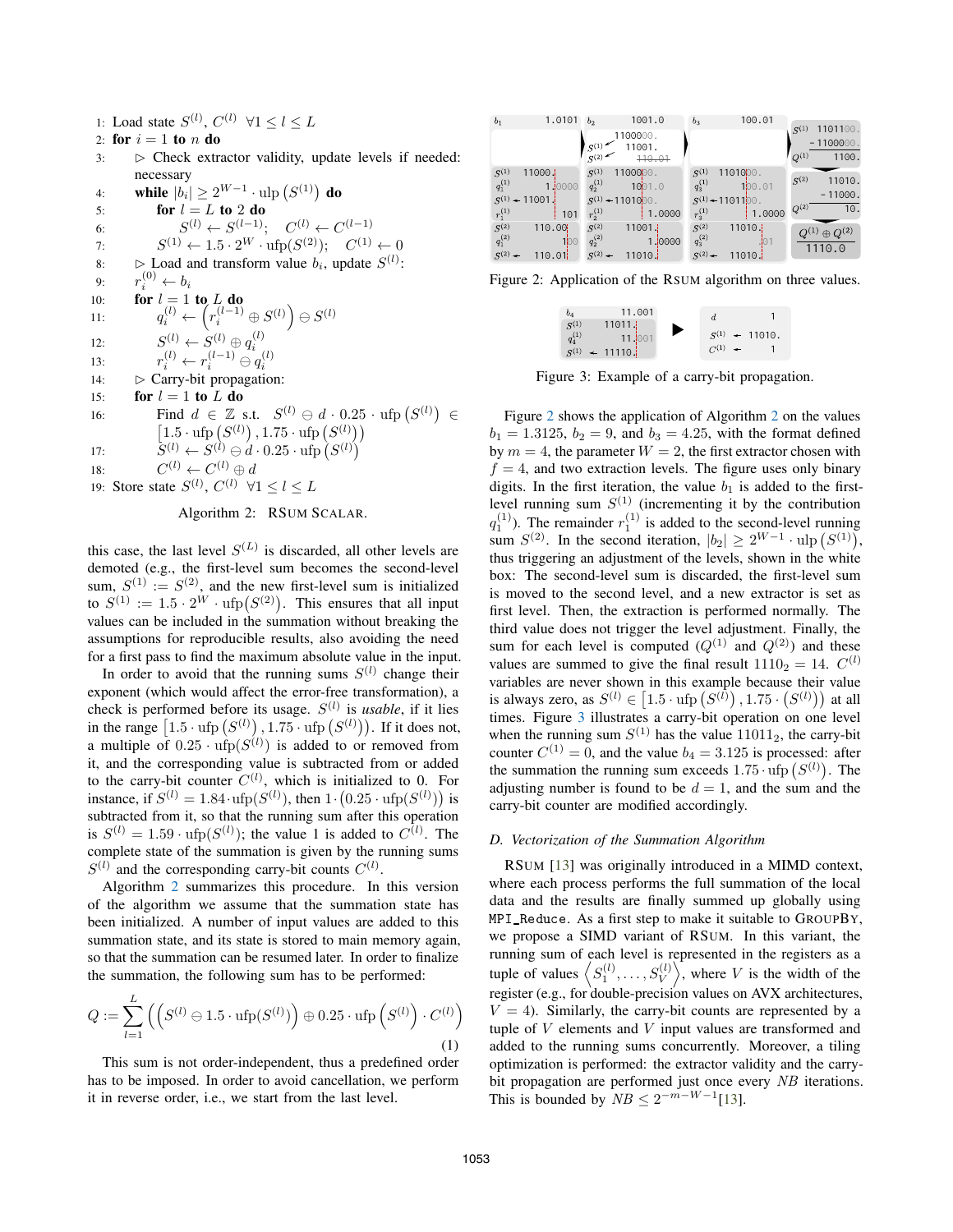```
1:  Load state S^(l), C^(l)  ∀1 ≤ l ≤ L
2:  for i = 1 to n do
3:      ▷ Check extractor validity, update levels if needed:
        necessary
4:      while |b_i| ≥ 2^(W−1) · ulp(S^(1)) do
5:          for l = L to 2 do
6:              S^(l) ← S^(l−1);   C^(l) ← C^(l−1)
7:          S^(1) ← 1.5 · 2^W · ufp(S^(2));   C^(1) ← 0
8:      ▷ Load and transform value b_i, update S^(l):
9:      r_i^(0) ← b_i
10:     for l = 1 to L do
11:         q_i^(l) ← (r_i^(l−1) ⊕ S^(l)) ⊖ S^(l)
12:         S^(l) ← S^(l) ⊕ q_i^(l)
13:         r_i^(l) ← r_i^(l−1) ⊖ q_i^(l)
14:     ▷ Carry-bit propagation:
15:     for l = 1 to L do
16:         Find d ∈ ℤ s.t. S^(l) ⊖ d · 0.25 · ufp(S^(l)) ∈
            [1.5 · ufp(S^(l)), 1.75 · ufp(S^(l)))
17:         S^(l) ← S^(l) ⊖ d · 0.25 · ufp(S^(l))
18:         C^(l) ← C^(l) ⊕ d
19: Store state S^(l), C^(l)  ∀1 ≤ l ≤ L
```

Algorithm 2: RSUM SCALAR.

this case, the last level $S^{(L)}$ is discarded, all other levels are demoted (e.g., the first-level sum becomes the second-level sum, $S^{(1)} := S^{(2)}$, and the new first-level sum is initialized to $S^{(1)} := 1.5 \cdot 2^W \cdot \text{ufp}(S^{(2)})$. This ensures that all input values can be included in the summation without breaking the assumptions for reproducible results, also avoiding the need for a first pass to find the maximum absolute value in the input.

In order to avoid that the running sums $S^{(l)}$ change their exponent (which would affect the error-free transformation), a check is performed before its usage. $S^{(l)}$ is *usable*, if it lies in the range $[1.5 \cdot \text{ufp}(S^{(l)}), 1.75 \cdot \text{ufp}(S^{(l)}))$. If it does not, a multiple of $0.25 \cdot \text{ufp}(S^{(l)})$ is added to or removed from it, and the corresponding value is subtracted from or added to the carry-bit counter $C^{(l)}$, which is initialized to 0. For instance, if $S^{(l)} = 1.84 \cdot \text{ufp}(S^{(l)})$, then $1 \cdot (0.25 \cdot \text{ufp}(S^{(l)}))$ is subtracted from it, so that the running sum after this operation is $S^{(l)} = 1.59 \cdot \text{ufp}(S^{(l)})$; the value 1 is added to $C^{(l)}$. The complete state of the summation is given by the running sums $S^{(l)}$ and the corresponding carry-bit counts $C^{(l)}$.

Algorithm 2 summarizes this procedure. In this version of the algorithm we assume that the summation state has been initialized. A number of input values are added to this summation state, and its state is stored to main memory again, so that the summation can be resumed later. In order to finalize the summation, the following sum has to be performed:

$$Q := \sum_{l=1}^{L} \left( \left( S^{(l)} \ominus 1.5 \cdot \text{ufp}(S^{(l)}) \right) \oplus 0.25 \cdot \text{ufp}\left(S^{(l)}\right) \cdot C^{(l)} \right) \tag{1}$$

This sum is not order-independent, thus a predefined order has to be imposed. In order to avoid cancellation, we perform it in reverse order, i.e., we start from the last level.

Figure 2: Application of the RSUM algorithm on three values.

Figure 3: Example of a carry-bit propagation.

Figure 2 shows the application of Algorithm 2 on the values $b_1 = 1.3125$, $b_2 = 9$, and $b_3 = 4.25$, with the format defined by $m = 4$, the parameter $W = 2$, the first extractor chosen with $f = 4$, and two extraction levels. The figure uses only binary digits. In the first iteration, the value $b_1$ is added to the first-level running sum $S^{(1)}$ (incrementing it by the contribution $q_1^{(1)}$). The remainder $r_1^{(1)}$ is added to the second-level running sum $S^{(2)}$. In the second iteration, $|b_2| \geq 2^{W-1} \cdot \text{ulp}(S^{(1)})$, thus triggering an adjustment of the levels, shown in the white box: The second-level sum is discarded, the first-level sum is moved to the second level, and a new extractor is set as first level. Then, the extraction is performed normally. The third value does not trigger the level adjustment. Finally, the sum for each level is computed ($Q^{(1)}$ and $Q^{(2)}$) and these values are summed to give the final result $1110_2 = 14$. $C^{(l)}$ variables are never shown in this example because their value is always zero, as $S^{(l)} \in [1.5 \cdot \text{ufp}(S^{(l)}), 1.75 \cdot (S^{(l)}))$ at all times. Figure 3 illustrates a carry-bit operation on one level when the running sum $S^{(1)}$ has the value $11011_2$, the carry-bit counter $C^{(1)} = 0$, and the value $b_4 = 3.125$ is processed: after the summation the running sum exceeds $1.75 \cdot \text{ufp}(S^{(1)})$. The adjusting number is found to be $d = 1$, and the sum and the carry-bit counter are modified accordingly.

### D. Vectorization of the Summation Algorithm

RSUM [13] was originally introduced in a MIMD context, where each process performs the full summation of the local data and the results are finally summed up globally using `MPI_Reduce`. As a first step to make it suitable to GROUPBY, we propose a SIMD variant of RSUM. In this variant, the running sum of each level is represented in the registers as a tuple of values $\left\langle S_1^{(l)}, \ldots, S_V^{(l)} \right\rangle$, where $V$ is the width of the register (e.g., for double-precision values on AVX architectures, $V = 4$). Similarly, the carry-bit counts are represented by a tuple of $V$ elements and $V$ input values are transformed and added to the running sums concurrently. Moreover, a tiling optimization is performed: the extractor validity and the carry-bit propagation are performed just once every $NB$ iterations. This is bounded by $NB \leq 2^{-m-W-1}$[13].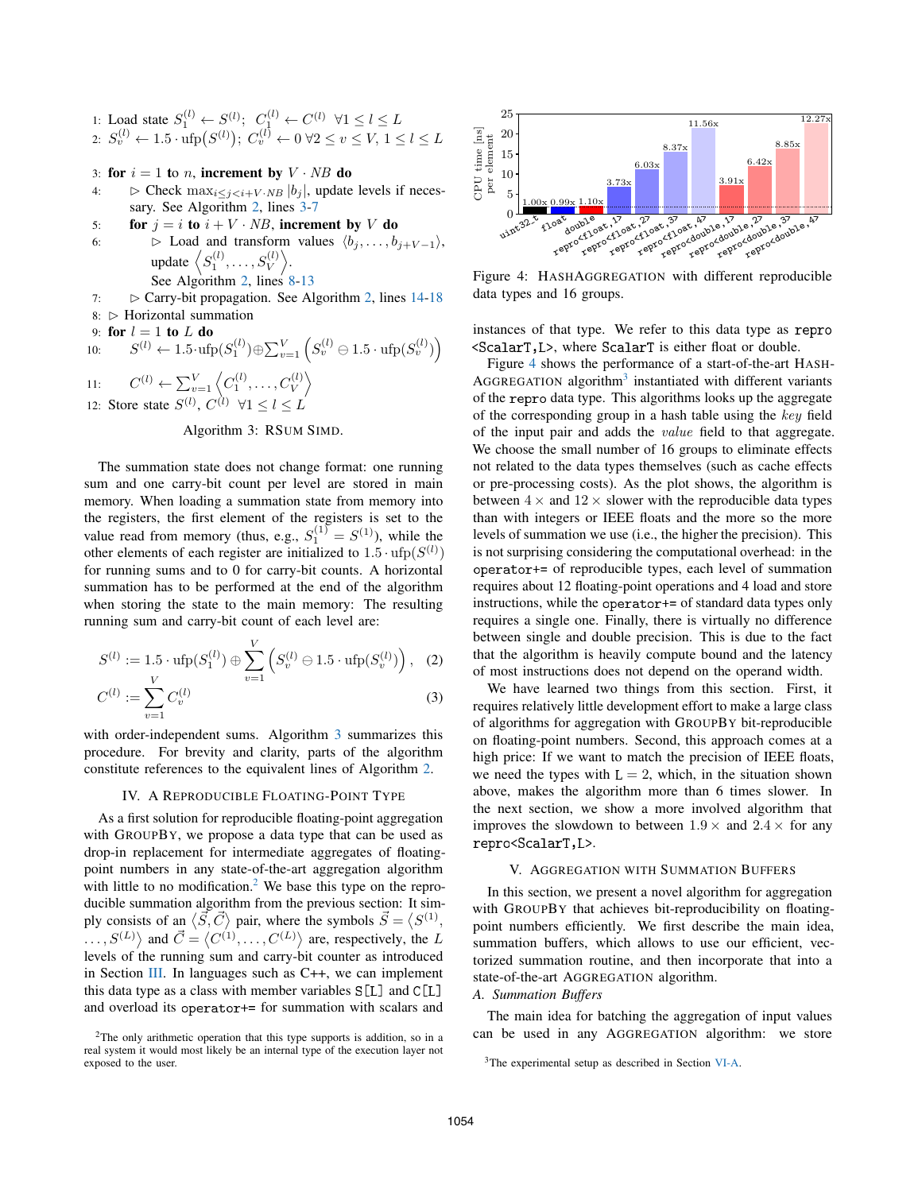1: Load state $S_1^{(l)} \leftarrow S^{(l)}$; $C_1^{(l)} \leftarrow C^{(l)}$ $\forall 1 \leq l \leq L$
2: $S_v^{(l)} \leftarrow 1.5 \cdot \text{ufp}(S^{(l)})$; $C_v^{(l)} \leftarrow 0$ $\forall 2 \leq v \leq V, 1 \leq l \leq L$

3: **for** $i = 1$ **to** $n$, **increment by** $V \cdot NB$ **do**
4: $\quad \triangleright$ Check $\max_{i \leq j < i+V \cdot NB} |b_j|$, update levels if necessary. See Algorithm 2, lines 3-7
5: $\quad$ **for** $j = i$ **to** $i + V \cdot NB$, **increment by** $V$ **do**
6: $\quad\quad \triangleright$ Load and transform values $\langle b_j, \ldots, b_{j+V-1} \rangle$, update $\left\langle S_1^{(l)}, \ldots, S_V^{(l)} \right\rangle$. See Algorithm 2, lines 8-13
7: $\quad \triangleright$ Carry-bit propagation. See Algorithm 2, lines 14-18
8: $\triangleright$ Horizontal summation
9: **for** $l = 1$ **to** $L$ **do**
10: $\quad S^{(l)} \leftarrow 1.5 \cdot \text{ufp}(S_1^{(l)}) \oplus \sum_{v=1}^{V} \left( S_v^{(l)} \ominus 1.5 \cdot \text{ufp}(S_v^{(l)}) \right)$
11: $\quad C^{(l)} \leftarrow \sum_{v=1}^{V} \left\langle C_1^{(l)}, \ldots, C_V^{(l)} \right\rangle$
12: Store state $S^{(l)}$, $C^{(l)}$ $\forall 1 \leq l \leq L$

Algorithm 3: RSum SIMD.

The summation state does not change format: one running sum and one carry-bit count per level are stored in main memory. When loading a summation state from memory into the registers, the first element of the registers is set to the value read from memory (thus, e.g., $S_1^{(1)} = S^{(1)}$), while the other elements of each register are initialized to $1.5 \cdot \text{ufp}(S^{(l)})$ for running sums and to 0 for carry-bit counts. A horizontal summation has to be performed at the end of the algorithm when storing the state to the main memory: The resulting running sum and carry-bit count of each level are:

$$S^{(l)} := 1.5 \cdot \text{ufp}(S_1^{(l)}) \oplus \sum_{v=1}^{V} \left( S_v^{(l)} \ominus 1.5 \cdot \text{ufp}(S_v^{(l)}) \right), \quad (2)$$

$$C^{(l)} := \sum_{v=1}^{V} C_v^{(l)} \quad (3)$$

with order-independent sums. Algorithm 3 summarizes this procedure. For brevity and clarity, parts of the algorithm constitute references to the equivalent lines of Algorithm 2.

## IV. A Reproducible Floating-Point Type

As a first solution for reproducible floating-point aggregation with GroupBy, we propose a data type that can be used as drop-in replacement for intermediate aggregates of floating-point numbers in any state-of-the-art aggregation algorithm with little to no modification.[2] We base this type on the reproducible summation algorithm from the previous section: It simply consists of an $\langle \vec{S}, \vec{C} \rangle$ pair, where the symbols $\vec{S} = \langle S^{(1)}, \ldots, S^{(L)} \rangle$ and $\vec{C} = \langle C^{(1)}, \ldots, C^{(L)} \rangle$ are, respectively, the $L$ levels of the running sum and carry-bit counter as introduced in Section III. In languages such as C++, we can implement this data type as a class with member variables `S[L]` and `C[L]` and overload its `operator+=` for summation with scalars and instances of that type. We refer to this data type as `repro<ScalarT,L>`, where `ScalarT` is either float or double.

Figure 4: HashAggregation with different reproducible data types and 16 groups.

Figure 4 shows the performance of a start-of-the-art HashAggregation algorithm[3] instantiated with different variants of the `repro` data type. This algorithms looks up the aggregate of the corresponding group in a hash table using the *key* field of the input pair and adds the *value* field to that aggregate. We choose the small number of 16 groups to eliminate effects not related to the data types themselves (such as cache effects or pre-processing costs). As the plot shows, the algorithm is between $4\times$ and $12\times$ slower with the reproducible data types than with integers or IEEE floats and the more so the more levels of summation we use (i.e., the higher the precision). This is not surprising considering the computational overhead: in the `operator+=` of reproducible types, each level of summation requires about 12 floating-point operations and 4 load and store instructions, while the `operator+=` of standard data types only requires a single one. Finally, there is virtually no difference between single and double precision. This is due to the fact that the algorithm is heavily compute bound and the latency of most instructions does not depend on the operand width.

We have learned two things from this section. First, it requires relatively little development effort to make a large class of algorithms for aggregation with GroupBy bit-reproducible on floating-point numbers. Second, this approach comes at a high price: If we want to match the precision of IEEE floats, we need the types with L = 2, which, in the situation shown above, makes the algorithm more than 6 times slower. In the next section, we show a more involved algorithm that improves the slowdown to between $1.9\times$ and $2.4\times$ for any `repro<ScalarT,L>`.

## V. Aggregation with Summation Buffers

In this section, we present a novel algorithm for aggregation with GroupBy that achieves bit-reproducibility on floating-point numbers efficiently. We first describe the main idea, summation buffers, which allows to use our efficient, vectorized summation routine, and then incorporate that into a state-of-the-art Aggregation algorithm.

### A. Summation Buffers

The main idea for batching the aggregation of input values can be used in any Aggregation algorithm: we store

[2] The only arithmetic operation that this type supports is addition, so in a real system it would most likely be an internal type of the execution layer not exposed to the user.

[3] The experimental setup as described in Section VI-A.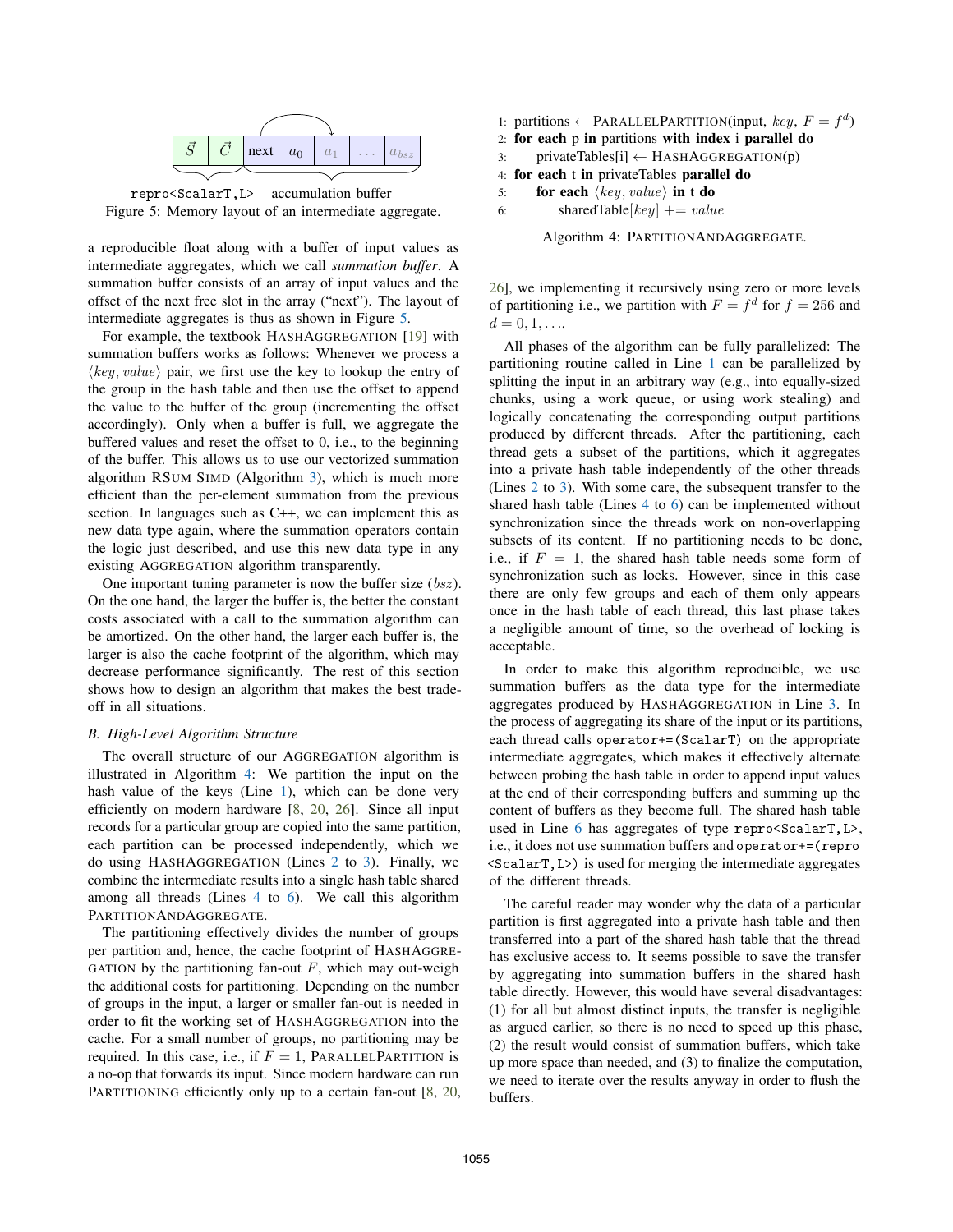| $\vec{S}$ | $\vec{C}$ | next | $a_0$ | $a_1$ | ... | $a_{bsz}$ |
|---|---|---|---|---|---|---|

`repro<ScalarT,L>` accumulation buffer

Figure 5: Memory layout of an intermediate aggregate.

a reproducible float along with a buffer of input values as intermediate aggregates, which we call *summation buffer*. A summation buffer consists of an array of input values and the offset of the next free slot in the array ("next"). The layout of intermediate aggregates is thus as shown in Figure 5.

For example, the textbook HASHAGGREGATION [19] with summation buffers works as follows: Whenever we process a $\langle key, value \rangle$ pair, we first use the key to lookup the entry of the group in the hash table and then use the offset to append the value to the buffer of the group (incrementing the offset accordingly). Only when a buffer is full, we aggregate the buffered values and reset the offset to 0, i.e., to the beginning of the buffer. This allows us to use our vectorized summation algorithm RSUM SIMD (Algorithm 3), which is much more efficient than the per-element summation from the previous section. In languages such as C++, we can implement this as new data type again, where the summation operators contain the logic just described, and use this new data type in any existing AGGREGATION algorithm transparently.

One important tuning parameter is now the buffer size ($bsz$). On the one hand, the larger the buffer is, the better the constant costs associated with a call to the summation algorithm can be amortized. On the other hand, the larger each buffer is, the larger is also the cache footprint of the algorithm, which may decrease performance significantly. The rest of this section shows how to design an algorithm that makes the best trade-off in all situations.

### B. High-Level Algorithm Structure

The overall structure of our AGGREGATION algorithm is illustrated in Algorithm 4: We partition the input on the hash value of the keys (Line 1), which can be done very efficiently on modern hardware [8, 20, 26]. Since all input records for a particular group are copied into the same partition, each partition can be processed independently, which we do using HASHAGGREGATION (Lines 2 to 3). Finally, we combine the intermediate results into a single hash table shared among all threads (Lines 4 to 6). We call this algorithm PARTITIONANDAGGREGATE.

The partitioning effectively divides the number of groups per partition and, hence, the cache footprint of HASHAGGREGATION by the partitioning fan-out $F$, which may out-weigh the additional costs for partitioning. Depending on the number of groups in the input, a larger or smaller fan-out is needed in order to fit the working set of HASHAGGREGATION into the cache. For a small number of groups, no partitioning may be required. In this case, i.e., if $F = 1$, PARALLELPARTITION is a no-op that forwards its input. Since modern hardware can run PARTITIONING efficiently only up to a certain fan-out [8, 20,

```
1: partitions ← PARALLELPARTITION(input, key, F = f^d)
2: for each p in partitions with index i parallel do
3:     privateTables[i] ← HASHAGGREGATION(p)
4: for each t in privateTables parallel do
5:     for each ⟨key, value⟩ in t do
6:         sharedTable[key] += value
```

Algorithm 4: PARTITIONANDAGGREGATE.

26], we implementing it recursively using zero or more levels of partitioning i.e., we partition with $F = f^d$ for $f = 256$ and $d = 0, 1, \ldots$.

All phases of the algorithm can be fully parallelized: The partitioning routine called in Line 1 can be parallelized by splitting the input in an arbitrary way (e.g., into equally-sized chunks, using a work queue, or using work stealing) and logically concatenating the corresponding output partitions produced by different threads. After the partitioning, each thread gets a subset of the partitions, which it aggregates into a private hash table independently of the other threads (Lines 2 to 3). With some care, the subsequent transfer to the shared hash table (Lines 4 to 6) can be implemented without synchronization since the threads work on non-overlapping subsets of its content. If no partitioning needs to be done, i.e., if $F = 1$, the shared hash table needs some form of synchronization such as locks. However, since in this case there are only few groups and each of them only appears once in the hash table of each thread, this last phase takes a negligible amount of time, so the overhead of locking is acceptable.

In order to make this algorithm reproducible, we use summation buffers as the data type for the intermediate aggregates produced by HASHAGGREGATION in Line 3. In the process of aggregating its share of the input or its partitions, each thread calls `operator+=(ScalarT)` on the appropriate intermediate aggregates, which makes it effectively alternate between probing the hash table in order to append input values at the end of their corresponding buffers and summing up the content of buffers as they become full. The shared hash table used in Line 6 has aggregates of type `repro<ScalarT,L>`, i.e., it does not use summation buffers and `operator+=(repro<ScalarT,L>)` is used for merging the intermediate aggregates of the different threads.

The careful reader may wonder why the data of a particular partition is first aggregated into a private hash table and then transferred into a part of the shared hash table that the thread has exclusive access to. It seems possible to save the transfer by aggregating into summation buffers in the shared hash table directly. However, this would have several disadvantages: (1) for all but almost distinct inputs, the transfer is negligible as argued earlier, so there is no need to speed up this phase, (2) the result would consist of summation buffers, which take up more space than needed, and (3) to finalize the computation, we need to iterate over the results anyway in order to flush the buffers.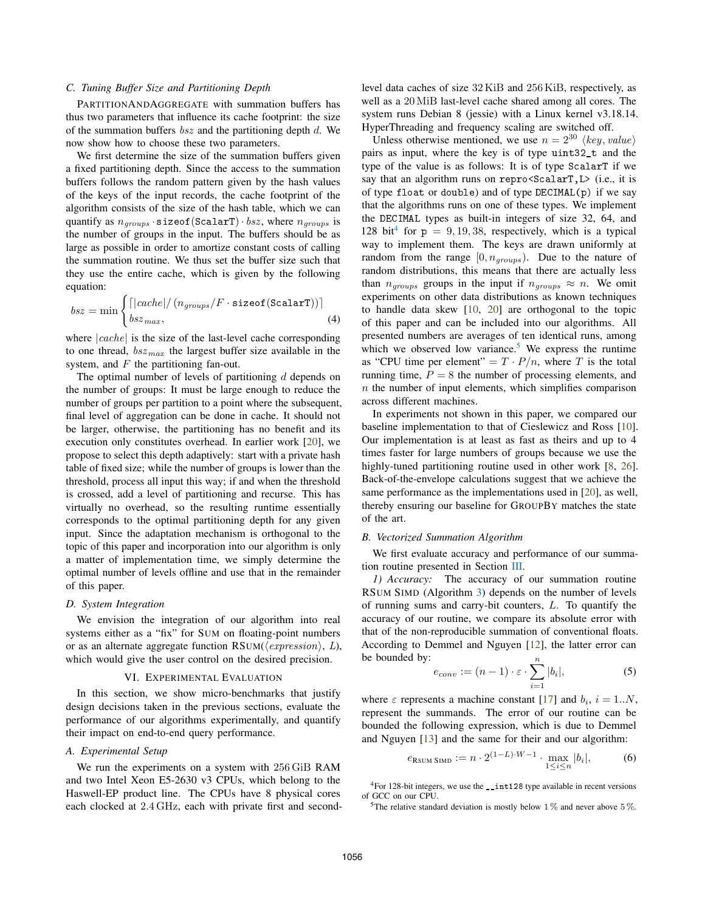### C. Tuning Buffer Size and Partitioning Depth

PartitionAndAggregate with summation buffers has thus two parameters that influence its cache footprint: the size of the summation buffers $bsz$ and the partitioning depth $d$. We now show how to choose these two parameters.

We first determine the size of the summation buffers given a fixed partitioning depth. Since the access to the summation buffers follows the random pattern given by the hash values of the keys of the input records, the cache footprint of the algorithm consists of the size of the hash table, which we can quantify as $n_{groups} \cdot \texttt{sizeof(ScalarT)} \cdot bsz$, where $n_{groups}$ is the number of groups in the input. The buffers should be as large as possible in order to amortize constant costs of calling the summation routine. We thus set the buffer size such that they use the entire cache, which is given by the following equation:

$$bsz = \min \begin{cases} \lceil |cache| / \left( n_{groups}/F \cdot \texttt{sizeof(ScalarT)} \right) \rceil \\ bsz_{max}, \end{cases} \quad (4)$$

where $|cache|$ is the size of the last-level cache corresponding to one thread, $bsz_{max}$ the largest buffer size available in the system, and $F$ the partitioning fan-out.

The optimal number of levels of partitioning $d$ depends on the number of groups: It must be large enough to reduce the number of groups per partition to a point where the subsequent, final level of aggregation can be done in cache. It should not be larger, otherwise, the partitioning has no benefit and its execution only constitutes overhead. In earlier work [20], we propose to select this depth adaptively: start with a private hash table of fixed size; while the number of groups is lower than the threshold, process all input this way; if and when the threshold is crossed, add a level of partitioning and recurse. This has virtually no overhead, so the resulting runtime essentially corresponds to the optimal partitioning depth for any given input. Since the adaptation mechanism is orthogonal to the topic of this paper and incorporation into our algorithm is only a matter of implementation time, we simply determine the optimal number of levels offline and use that in the remainder of this paper.

### D. System Integration

We envision the integration of our algorithm into real systems either as a "fix" for Sum on floating-point numbers or as an alternate aggregate function RSum($\langle expression \rangle$, $L$), which would give the user control on the desired precision.

## VI. Experimental Evaluation

In this section, we show micro-benchmarks that justify design decisions taken in the previous sections, evaluate the performance of our algorithms experimentally, and quantify their impact on end-to-end query performance.

### A. Experimental Setup

We run the experiments on a system with 256 GiB RAM and two Intel Xeon E5-2630 v3 CPUs, which belong to the Haswell-EP product line. The CPUs have 8 physical cores each clocked at 2.4 GHz, each with private first and second-level data caches of size 32 KiB and 256 KiB, respectively, as well as a 20 MiB last-level cache shared among all cores. The system runs Debian 8 (jessie) with a Linux kernel v3.18.14. HyperThreading and frequency scaling are switched off.

Unless otherwise mentioned, we use $n = 2^{30}$ $\langle key, value \rangle$ pairs as input, where the key is of type `uint32_t` and the type of the value is as follows: It is of type `ScalarT` if we say that an algorithm runs on `repro<ScalarT,L>` (i.e., it is of type `float` or `double`) and of type `DECIMAL(p)` if we say that the algorithms runs on one of these types. We implement the `DECIMAL` types as built-in integers of size 32, 64, and 128 bit[4] for $\texttt{p} = 9, 19, 38$, respectively, which is a typical way to implement them. The keys are drawn uniformly at random from the range $[0, n_{groups})$. Due to the nature of random distributions, this means that there are actually less than $n_{groups}$ groups in the input if $n_{groups} \approx n$. We omit experiments on other data distributions as known techniques to handle data skew [10, 20] are orthogonal to the topic of this paper and can be included into our algorithms. All presented numbers are averages of ten identical runs, among which we observed low variance.[5] We express the runtime as "CPU time per element" $= T \cdot P/n$, where $T$ is the total running time, $P = 8$ the number of processing elements, and $n$ the number of input elements, which simplifies comparison across different machines.

In experiments not shown in this paper, we compared our baseline implementation to that of Cieslewicz and Ross [10]. Our implementation is at least as fast as theirs and up to 4 times faster for large numbers of groups because we use the highly-tuned partitioning routine used in other work [8, 26]. Back-of-the-envelope calculations suggest that we achieve the same performance as the implementations used in [20], as well, thereby ensuring our baseline for GroupBy matches the state of the art.

### B. Vectorized Summation Algorithm

We first evaluate accuracy and performance of our summation routine presented in Section III.

*1) Accuracy:* The accuracy of our summation routine RSum Simd (Algorithm 3) depends on the number of levels of running sums and carry-bit counters, $L$. To quantify the accuracy of our routine, we compare its absolute error with that of the non-reproducible summation of conventional floats. According to Demmel and Nguyen [12], the latter error can be bounded by:

$$e_{conv} := (n-1) \cdot \varepsilon \cdot \sum_{i=1}^{n} |b_i|, \quad (5)$$

where $\varepsilon$ represents a machine constant [17] and $b_i$, $i = 1..N$, represent the summands. The error of our routine can be bounded the following expression, which is due to Demmel and Nguyen [13] and the same for their and our algorithm:

$$e_{\text{RSum Simd}} := n \cdot 2^{(1-L) \cdot W - 1} \cdot \max_{1 \leq i \leq n} |b_i|, \quad (6)$$

[4] For 128-bit integers, we use the `__int128` type available in recent versions of GCC on our CPU.

[5] The relative standard deviation is mostly below 1 % and never above 5 %.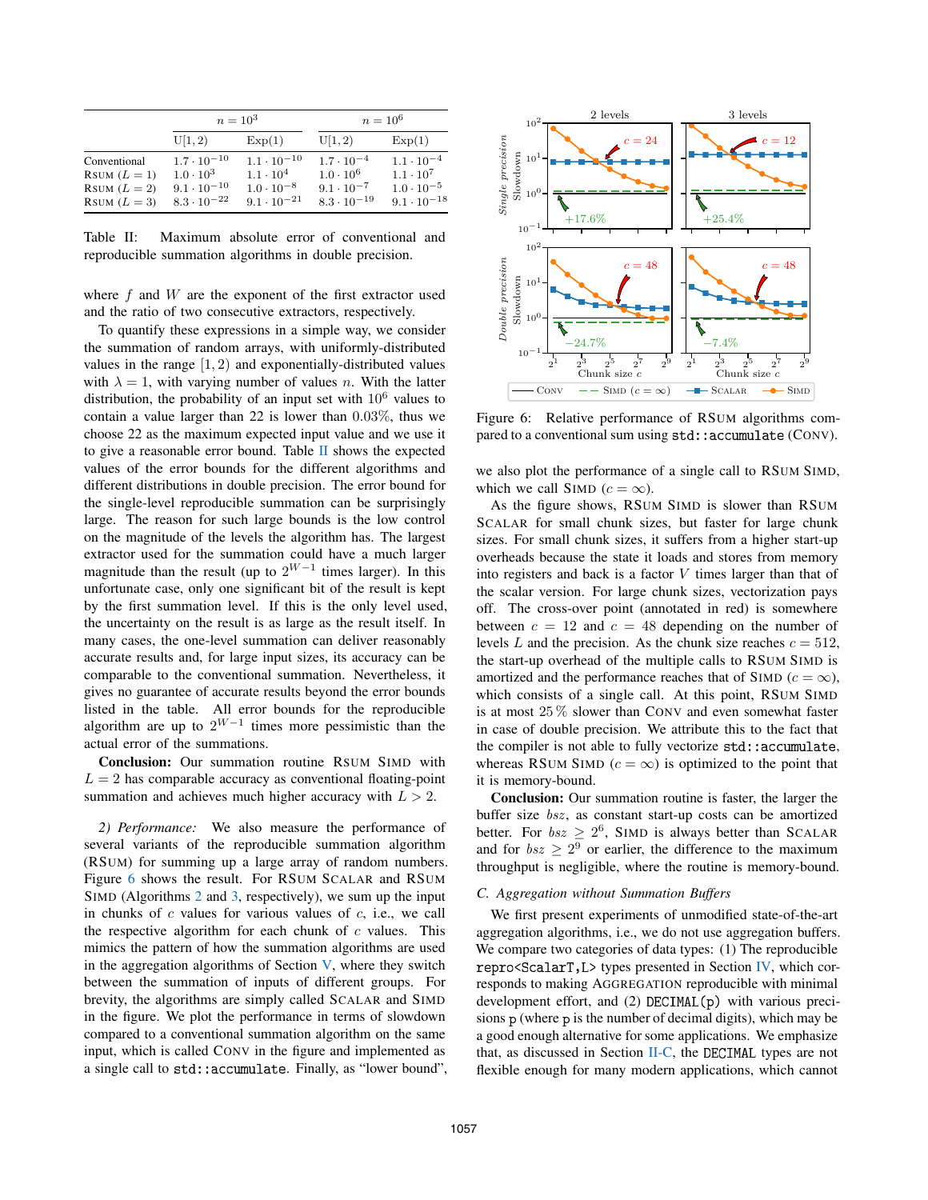|  | $n = 10^3$ |  | $n = 10^6$ |  |
|---|---|---|---|---|
|  | U[1, 2) | Exp(1) | U[1, 2) | Exp(1) |
| Conventional | $1.7 \cdot 10^{-10}$ | $1.1 \cdot 10^{-10}$ | $1.7 \cdot 10^{-4}$ | $1.1 \cdot 10^{-4}$ |
| RSUM ($L = 1$) | $1.0 \cdot 10^{3}$ | $1.1 \cdot 10^{4}$ | $1.0 \cdot 10^{6}$ | $1.1 \cdot 10^{7}$ |
| RSUM ($L = 2$) | $9.1 \cdot 10^{-10}$ | $1.0 \cdot 10^{-8}$ | $9.1 \cdot 10^{-7}$ | $1.0 \cdot 10^{-5}$ |
| RSUM ($L = 3$) | $8.3 \cdot 10^{-22}$ | $9.1 \cdot 10^{-21}$ | $8.3 \cdot 10^{-19}$ | $9.1 \cdot 10^{-18}$ |

Table II: Maximum absolute error of conventional and reproducible summation algorithms in double precision.

where $f$ and $W$ are the exponent of the first extractor used and the ratio of two consecutive extractors, respectively.

To quantify these expressions in a simple way, we consider the summation of random arrays, with uniformly-distributed values in the range $[1, 2)$ and exponentially-distributed values with $\lambda = 1$, with varying number of values $n$. With the latter distribution, the probability of an input set with $10^6$ values to contain a value larger than 22 is lower than 0.03%, thus we choose 22 as the maximum expected input value and we use it to give a reasonable error bound. Table II shows the expected values of the error bounds for the different algorithms and different distributions in double precision. The error bound for the single-level reproducible summation can be surprisingly large. The reason for such large bounds is the low control on the magnitude of the levels the algorithm has. The largest extractor used for the summation could have a much larger magnitude than the result (up to $2^{W-1}$ times larger). In this unfortunate case, only one significant bit of the result is kept by the first summation level. If this is the only level used, the uncertainty on the result is as large as the result itself. In many cases, the one-level summation can deliver reasonably accurate results and, for large input sizes, its accuracy can be comparable to the conventional summation. Nevertheless, it gives no guarantee of accurate results beyond the error bounds listed in the table. All error bounds for the reproducible algorithm are up to $2^{W-1}$ times more pessimistic than the actual error of the summations.

**Conclusion:** Our summation routine RSUM SIMD with $L = 2$ has comparable accuracy as conventional floating-point summation and achieves much higher accuracy with $L > 2$.

*2) Performance:* We also measure the performance of several variants of the reproducible summation algorithm (RSUM) for summing up a large array of random numbers. Figure 6 shows the result. For RSUM SCALAR and RSUM SIMD (Algorithms 2 and 3, respectively), we sum up the input in chunks of $c$ values for various values of $c$, i.e., we call the respective algorithm for each chunk of $c$ values. This mimics the pattern of how the summation algorithms are used in the aggregation algorithms of Section V, where they switch between the summation of inputs of different groups. For brevity, the algorithms are simply called SCALAR and SIMD in the figure. We plot the performance in terms of slowdown compared to a conventional summation algorithm on the same input, which is called CONV in the figure and implemented as a single call to `std::accumulate`. Finally, as "lower bound", we also plot the performance of a single call to RSUM SIMD, which we call SIMD ($c = \infty$).

Figure 6: Relative performance of RSUM algorithms compared to a conventional sum using `std::accumulate` (CONV).

As the figure shows, RSUM SIMD is slower than RSUM SCALAR for small chunk sizes, but faster for large chunk sizes. For small chunk sizes, it suffers from a higher start-up overheads because the state it loads and stores from memory into registers and back is a factor $V$ times larger than that of the scalar version. For large chunk sizes, vectorization pays off. The cross-over point (annotated in red) is somewhere between $c = 12$ and $c = 48$ depending on the number of levels $L$ and the precision. As the chunk size reaches $c = 512$, the start-up overhead of the multiple calls to RSUM SIMD is amortized and the performance reaches that of SIMD ($c = \infty$), which consists of a single call. At this point, RSUM SIMD is at most 25 % slower than CONV and even somewhat faster in case of double precision. We attribute this to the fact that the compiler is not able to fully vectorize `std::accumulate`, whereas RSUM SIMD ($c = \infty$) is optimized to the point that it is memory-bound.

**Conclusion:** Our summation routine is faster, the larger the buffer size $bsz$, as constant start-up costs can be amortized better. For $bsz \geq 2^6$, SIMD is always better than SCALAR and for $bsz \geq 2^9$ or earlier, the difference to the maximum throughput is negligible, where the routine is memory-bound.

### C. Aggregation without Summation Buffers

We first present experiments of unmodified state-of-the-art aggregation algorithms, i.e., we do not use aggregation buffers. We compare two categories of data types: (1) The reproducible `repro<ScalarT,L>` types presented in Section IV, which corresponds to making AGGREGATION reproducible with minimal development effort, and (2) `DECIMAL(p)` with various precisions p (where p is the number of decimal digits), which may be a good enough alternative for some applications. We emphasize that, as discussed in Section II-C, the `DECIMAL` types are not flexible enough for many modern applications, which cannot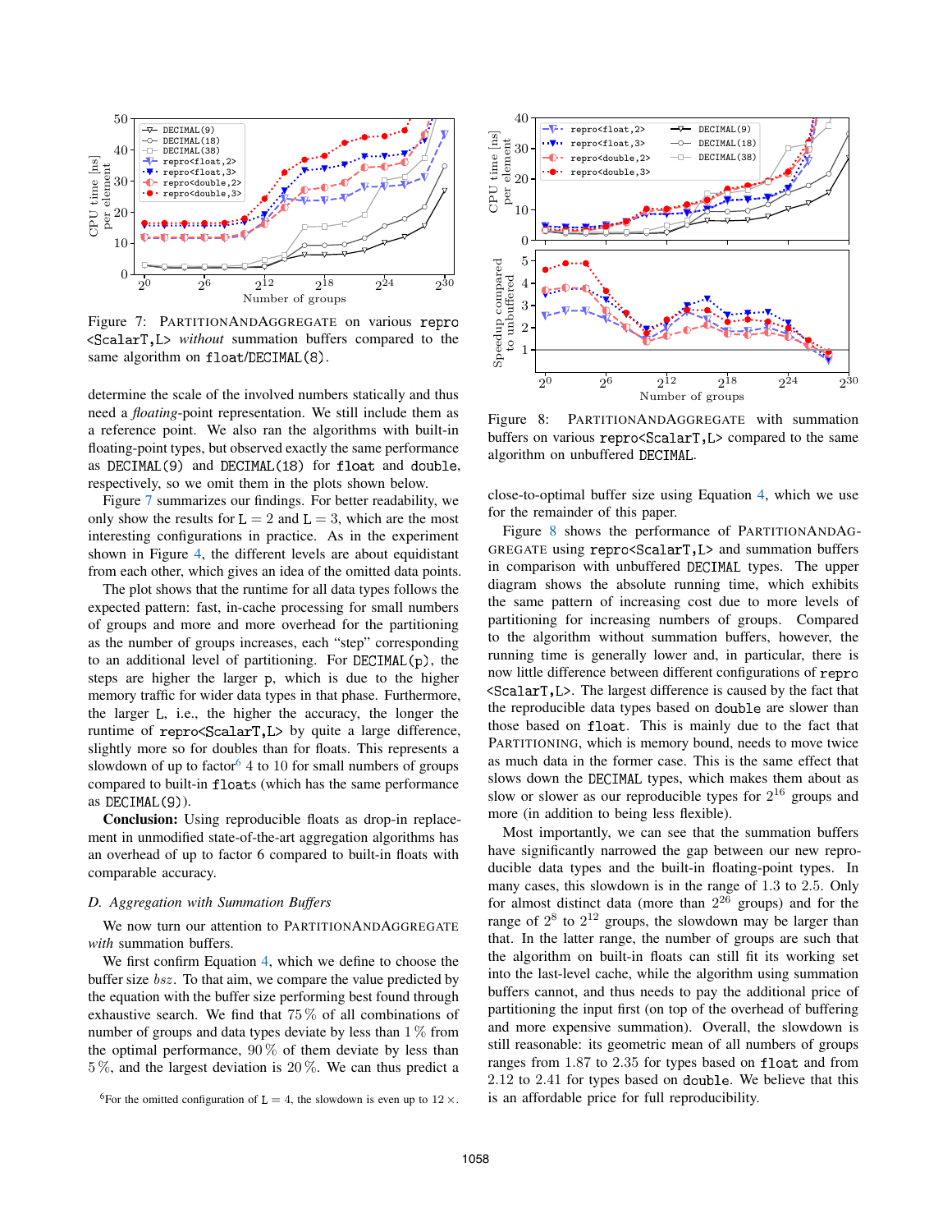Figure 7: PartitionAndAggregate on various `repro<ScalarT,L>` *without* summation buffers compared to the same algorithm on `float`/`DECIMAL(8)`.

determine the scale of the involved numbers statically and thus need a *floating*-point representation. We still include them as a reference point. We also ran the algorithms with built-in floating-point types, but observed exactly the same performance as `DECIMAL(9)` and `DECIMAL(18)` for `float` and `double`, respectively, so we omit them in the plots shown below.

Figure 7 summarizes our findings. For better readability, we only show the results for $L = 2$ and $L = 3$, which are the most interesting configurations in practice. As in the experiment shown in Figure 4, the different levels are about equidistant from each other, which gives an idea of the omitted data points.

The plot shows that the runtime for all data types follows the expected pattern: fast, in-cache processing for small numbers of groups and more and more overhead for the partitioning as the number of groups increases, each "step" corresponding to an additional level of partitioning. For `DECIMAL(p)`, the steps are higher the larger `p`, which is due to the higher memory traffic for wider data types in that phase. Furthermore, the larger `L`, i.e., the higher the accuracy, the longer the runtime of `repro<ScalarT,L>` by quite a large difference, slightly more so for doubles than for floats. This represents a slowdown of up to factor[6] 4 to 10 for small numbers of groups compared to built-in `floats` (which has the same performance as `DECIMAL(9)`).

**Conclusion:** Using reproducible floats as drop-in replacement in unmodified state-of-the-art aggregation algorithms has an overhead of up to factor 6 compared to built-in floats with comparable accuracy.

### D. Aggregation with Summation Buffers

We now turn our attention to PartitionAndAggregate *with* summation buffers.

We first confirm Equation 4, which we define to choose the buffer size $bsz$. To that aim, we compare the value predicted by the equation with the buffer size performing best found through exhaustive search. We find that 75 % of all combinations of number of groups and data types deviate by less than 1 % from the optimal performance, 90 % of them deviate by less than 5 %, and the largest deviation is 20 %. We can thus predict a close-to-optimal buffer size using Equation 4, which we use for the remainder of this paper.

[6]For the omitted configuration of $L = 4$, the slowdown is even up to $12\times$.

Figure 8: PartitionAndAggregate with summation buffers on various `repro<ScalarT,L>` compared to the same algorithm on unbuffered `DECIMAL`.

Figure 8 shows the performance of PartitionAndAggregate using `repro<ScalarT,L>` and summation buffers in comparison with unbuffered `DECIMAL` types. The upper diagram shows the absolute running time, which exhibits the same pattern of increasing cost due to more levels of partitioning for increasing numbers of groups. Compared to the algorithm without summation buffers, however, the running time is generally lower and, in particular, there is now little difference between different configurations of `repro<ScalarT,L>`. The largest difference is caused by the fact that the reproducible data types based on `double` are slower than those based on `float`. This is mainly due to the fact that Partitioning, which is memory bound, needs to move twice as much data in the former case. This is the same effect that slows down the `DECIMAL` types, which makes them about as slow or slower as our reproducible types for $2^{16}$ groups and more (in addition to being less flexible).

Most importantly, we can see that the summation buffers have significantly narrowed the gap between our new reproducible data types and the built-in floating-point types. In many cases, this slowdown is in the range of 1.3 to 2.5. Only for almost distinct data (more than $2^{26}$ groups) and for the range of $2^8$ to $2^{12}$ groups, the slowdown may be larger than that. In the latter range, the number of groups are such that the algorithm on built-in floats can still fit its working set into the last-level cache, while the algorithm using summation buffers cannot, and thus needs to pay the additional price of partitioning the input first (on top of the overhead of buffering and more expensive summation). Overall, the slowdown is still reasonable: its geometric mean of all numbers of groups ranges from 1.87 to 2.35 for types based on `float` and from 2.12 to 2.41 for types based on `double`. We believe that this is an affordable price for full reproducibility.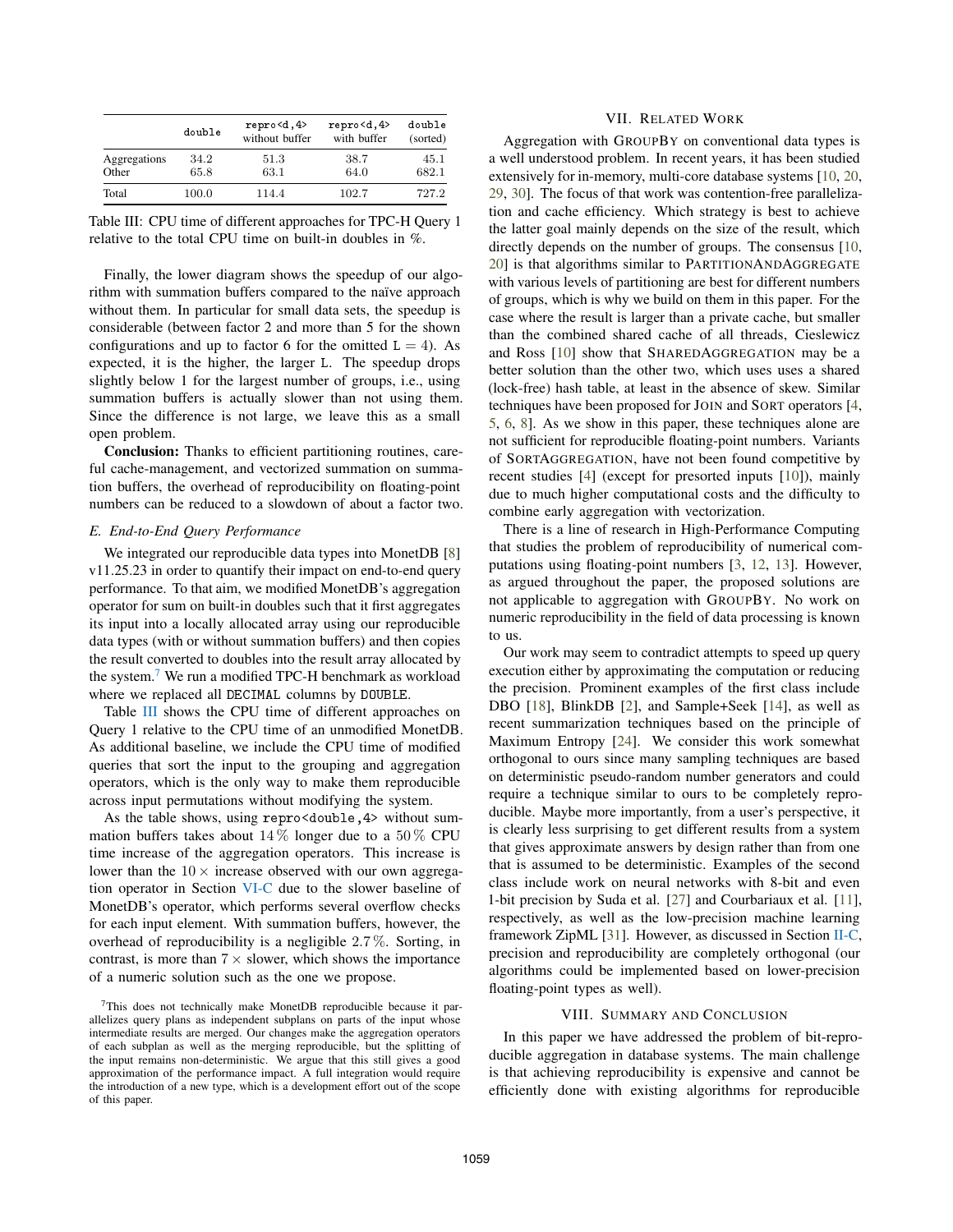| | double | repro<d,4> without buffer | repro<d,4> with buffer | double (sorted) |
|---|---|---|---|---|
| Aggregations | 34.2 | 51.3 | 38.7 | 45.1 |
| Other | 65.8 | 63.1 | 64.0 | 682.1 |
| Total | 100.0 | 114.4 | 102.7 | 727.2 |

Table III: CPU time of different approaches for TPC-H Query 1 relative to the total CPU time on built-in doubles in %.

Finally, the lower diagram shows the speedup of our algorithm with summation buffers compared to the naïve approach without them. In particular for small data sets, the speedup is considerable (between factor 2 and more than 5 for the shown configurations and up to factor 6 for the omitted L = 4). As expected, it is the higher, the larger L. The speedup drops slightly below 1 for the largest number of groups, i.e., using summation buffers is actually slower than not using them. Since the difference is not large, we leave this as a small open problem.

**Conclusion:** Thanks to efficient partitioning routines, careful cache-management, and vectorized summation on summation buffers, the overhead of reproducibility on floating-point numbers can be reduced to a slowdown of about a factor two.

### E. End-to-End Query Performance

We integrated our reproducible data types into MonetDB [8] v11.25.23 in order to quantify their impact on end-to-end query performance. To that aim, we modified MonetDB's aggregation operator for sum on built-in doubles such that it first aggregates its input into a locally allocated array using our reproducible data types (with or without summation buffers) and then copies the result converted to doubles into the result array allocated by the system.[7] We run a modified TPC-H benchmark as workload where we replaced all DECIMAL columns by DOUBLE.

Table III shows the CPU time of different approaches on Query 1 relative to the CPU time of an unmodified MonetDB. As additional baseline, we include the CPU time of modified queries that sort the input to the grouping and aggregation operators, which is the only way to make them reproducible across input permutations without modifying the system.

As the table shows, using repro<double,4> without summation buffers takes about 14 % longer due to a 50 % CPU time increase of the aggregation operators. This increase is lower than the 10 × increase observed with our own aggregation operator in Section VI-C due to the slower baseline of MonetDB's operator, which performs several overflow checks for each input element. With summation buffers, however, the overhead of reproducibility is a negligible 2.7 %. Sorting, in contrast, is more than 7 × slower, which shows the importance of a numeric solution such as the one we propose.

[7] This does not technically make MonetDB reproducible because it parallelizes query plans as independent subplans on parts of the input whose intermediate results are merged. Our changes make the aggregation operators of each subplan as well as the merging reproducible, but the splitting of the input remains non-deterministic. We argue that this still gives a good approximation of the performance impact. A full integration would require the introduction of a new type, which is a development effort out of the scope of this paper.

## VII. Related Work

Aggregation with GroupBy on conventional data types is a well understood problem. In recent years, it has been studied extensively for in-memory, multi-core database systems [10, 20, 29, 30]. The focus of that work was contention-free parallelization and cache efficiency. Which strategy is best to achieve the latter goal mainly depends on the size of the result, which directly depends on the number of groups. The consensus [10, 20] is that algorithms similar to PartitionAndAggregate with various levels of partitioning are best for different numbers of groups, which is why we build on them in this paper. For the case where the result is larger than a private cache, but smaller than the combined shared cache of all threads, Cieslewicz and Ross [10] show that SharedAggregation may be a better solution than the other two, which uses uses a shared (lock-free) hash table, at least in the absence of skew. Similar techniques have been proposed for Join and Sort operators [4, 5, 6, 8]. As we show in this paper, these techniques alone are not sufficient for reproducible floating-point numbers. Variants of SortAggregation, have not been found competitive by recent studies [4] (except for presorted inputs [10]), mainly due to much higher computational costs and the difficulty to combine early aggregation with vectorization.

There is a line of research in High-Performance Computing that studies the problem of reproducibility of numerical computations using floating-point numbers [3, 12, 13]. However, as argued throughout the paper, the proposed solutions are not applicable to aggregation with GroupBy. No work on numeric reproducibility in the field of data processing is known to us.

Our work may seem to contradict attempts to speed up query execution either by approximating the computation or reducing the precision. Prominent examples of the first class include DBO [18], BlinkDB [2], and Sample+Seek [14], as well as recent summarization techniques based on the principle of Maximum Entropy [24]. We consider this work somewhat orthogonal to ours since many sampling techniques are based on deterministic pseudo-random number generators and could require a technique similar to ours to be completely reproducible. Maybe more importantly, from a user's perspective, it is clearly less surprising to get different results from a system that gives approximate answers by design rather than from one that is assumed to be deterministic. Examples of the second class include work on neural networks with 8-bit and even 1-bit precision by Suda et al. [27] and Courbariaux et al. [11], respectively, as well as the low-precision machine learning framework ZipML [31]. However, as discussed in Section II-C, precision and reproducibility are completely orthogonal (our algorithms could be implemented based on lower-precision floating-point types as well).

## VIII. Summary and Conclusion

In this paper we have addressed the problem of bit-reproducible aggregation in database systems. The main challenge is that achieving reproducibility is expensive and cannot be efficiently done with existing algorithms for reproducible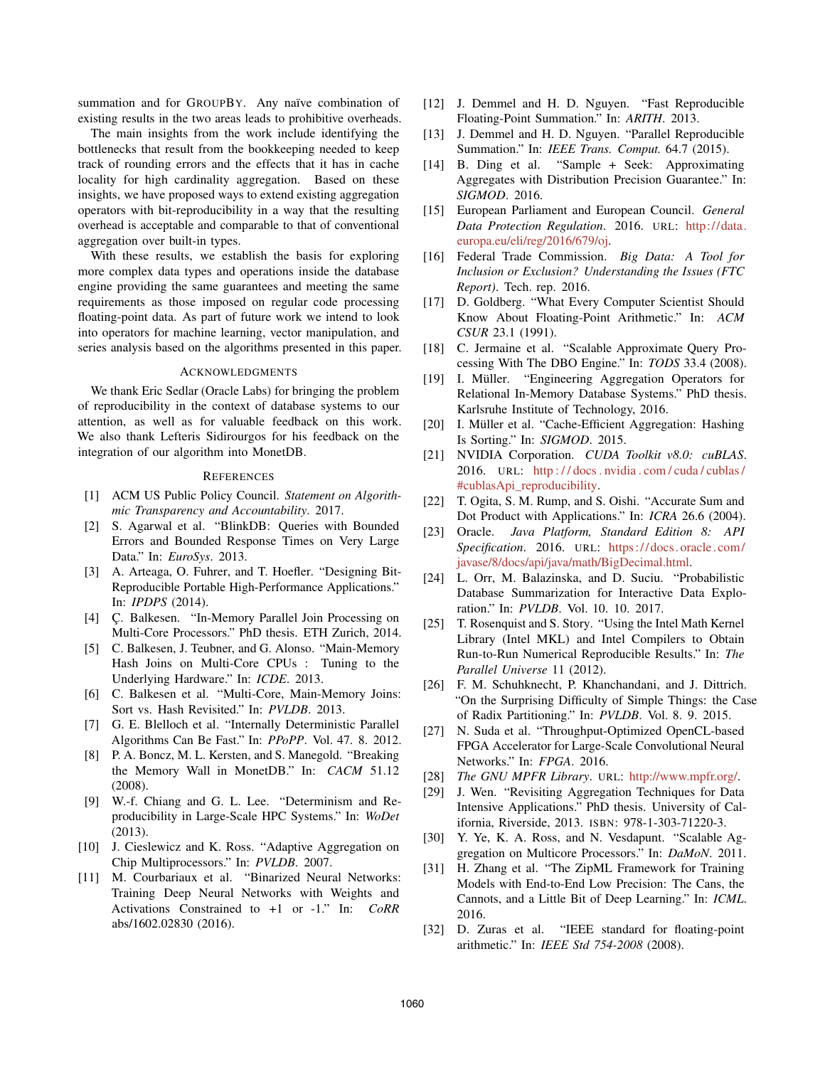summation and for GroupBy. Any naïve combination of existing results in the two areas leads to prohibitive overheads.

The main insights from the work include identifying the bottlenecks that result from the bookkeeping needed to keep track of rounding errors and the effects that it has in cache locality for high cardinality aggregation. Based on these insights, we have proposed ways to extend existing aggregation operators with bit-reproducibility in a way that the resulting overhead is acceptable and comparable to that of conventional aggregation over built-in types.

With these results, we establish the basis for exploring more complex data types and operations inside the database engine providing the same guarantees and meeting the same requirements as those imposed on regular code processing floating-point data. As part of future work we intend to look into operators for machine learning, vector manipulation, and series analysis based on the algorithms presented in this paper.

## Acknowledgments

We thank Eric Sedlar (Oracle Labs) for bringing the problem of reproducibility in the context of database systems to our attention, as well as for valuable feedback on this work. We also thank Lefteris Sidirourgos for his feedback on the integration of our algorithm into MonetDB.

## References

[1] ACM US Public Policy Council. *Statement on Algorithmic Transparency and Accountability*. 2017.

[2] S. Agarwal et al. "BlinkDB: Queries with Bounded Errors and Bounded Response Times on Very Large Data." In: *EuroSys*. 2013.

[3] A. Arteaga, O. Fuhrer, and T. Hoefler. "Designing Bit-Reproducible Portable High-Performance Applications." In: *IPDPS* (2014).

[4] Ç. Balkesen. "In-Memory Parallel Join Processing on Multi-Core Processors." PhD thesis. ETH Zurich, 2014.

[5] C. Balkesen, J. Teubner, and G. Alonso. "Main-Memory Hash Joins on Multi-Core CPUs : Tuning to the Underlying Hardware." In: *ICDE*. 2013.

[6] C. Balkesen et al. "Multi-Core, Main-Memory Joins: Sort vs. Hash Revisited." In: *PVLDB*. 2013.

[7] G. E. Blelloch et al. "Internally Deterministic Parallel Algorithms Can Be Fast." In: *PPoPP*. Vol. 47. 8. 2012.

[8] P. A. Boncz, M. L. Kersten, and S. Manegold. "Breaking the Memory Wall in MonetDB." In: *CACM* 51.12 (2008).

[9] W.-f. Chiang and G. L. Lee. "Determinism and Reproducibility in Large-Scale HPC Systems." In: *WoDet* (2013).

[10] J. Cieslewicz and K. Ross. "Adaptive Aggregation on Chip Multiprocessors." In: *PVLDB*. 2007.

[11] M. Courbariaux et al. "Binarized Neural Networks: Training Deep Neural Networks with Weights and Activations Constrained to +1 or -1." In: *CoRR* abs/1602.02830 (2016).

[12] J. Demmel and H. D. Nguyen. "Fast Reproducible Floating-Point Summation." In: *ARITH*. 2013.

[13] J. Demmel and H. D. Nguyen. "Parallel Reproducible Summation." In: *IEEE Trans. Comput.* 64.7 (2015).

[14] B. Ding et al. "Sample + Seek: Approximating Aggregates with Distribution Precision Guarantee." In: *SIGMOD*. 2016.

[15] European Parliament and European Council. *General Data Protection Regulation*. 2016. URL: http://data.europa.eu/eli/reg/2016/679/oj.

[16] Federal Trade Commission. *Big Data: A Tool for Inclusion or Exclusion? Understanding the Issues (FTC Report)*. Tech. rep. 2016.

[17] D. Goldberg. "What Every Computer Scientist Should Know About Floating-Point Arithmetic." In: *ACM CSUR* 23.1 (1991).

[18] C. Jermaine et al. "Scalable Approximate Query Processing With The DBO Engine." In: *TODS* 33.4 (2008).

[19] I. Müller. "Engineering Aggregation Operators for Relational In-Memory Database Systems." PhD thesis. Karlsruhe Institute of Technology, 2016.

[20] I. Müller et al. "Cache-Efficient Aggregation: Hashing Is Sorting." In: *SIGMOD*. 2015.

[21] NVIDIA Corporation. *CUDA Toolkit v8.0: cuBLAS*. 2016. URL: http://docs.nvidia.com/cuda/cublas/#cublasApi_reproducibility.

[22] T. Ogita, S. M. Rump, and S. Oishi. "Accurate Sum and Dot Product with Applications." In: *ICRA* 26.6 (2004).

[23] Oracle. *Java Platform, Standard Edition 8: API Specification*. 2016. URL: https://docs.oracle.com/javase/8/docs/api/java/math/BigDecimal.html.

[24] L. Orr, M. Balazinska, and D. Suciu. "Probabilistic Database Summarization for Interactive Data Exploration." In: *PVLDB*. Vol. 10. 10. 2017.

[25] T. Rosenquist and S. Story. "Using the Intel Math Kernel Library (Intel MKL) and Intel Compilers to Obtain Run-to-Run Numerical Reproducible Results." In: *The Parallel Universe* 11 (2012).

[26] F. M. Schuhknecht, P. Khanchandani, and J. Dittrich. "On the Surprising Difficulty of Simple Things: the Case of Radix Partitioning." In: *PVLDB*. Vol. 8. 9. 2015.

[27] N. Suda et al. "Throughput-Optimized OpenCL-based FPGA Accelerator for Large-Scale Convolutional Neural Networks." In: *FPGA*. 2016.

[28] *The GNU MPFR Library*. URL: http://www.mpfr.org/.

[29] J. Wen. "Revisiting Aggregation Techniques for Data Intensive Applications." PhD thesis. University of California, Riverside, 2013. ISBN: 978-1-303-71220-3.

[30] Y. Ye, K. A. Ross, and N. Vesdapunt. "Scalable Aggregation on Multicore Processors." In: *DaMoN*. 2011.

[31] H. Zhang et al. "The ZipML Framework for Training Models with End-to-End Low Precision: The Cans, the Cannots, and a Little Bit of Deep Learning." In: *ICML*. 2016.

[32] D. Zuras et al. "IEEE standard for floating-point arithmetic." In: *IEEE Std 754-2008* (2008).